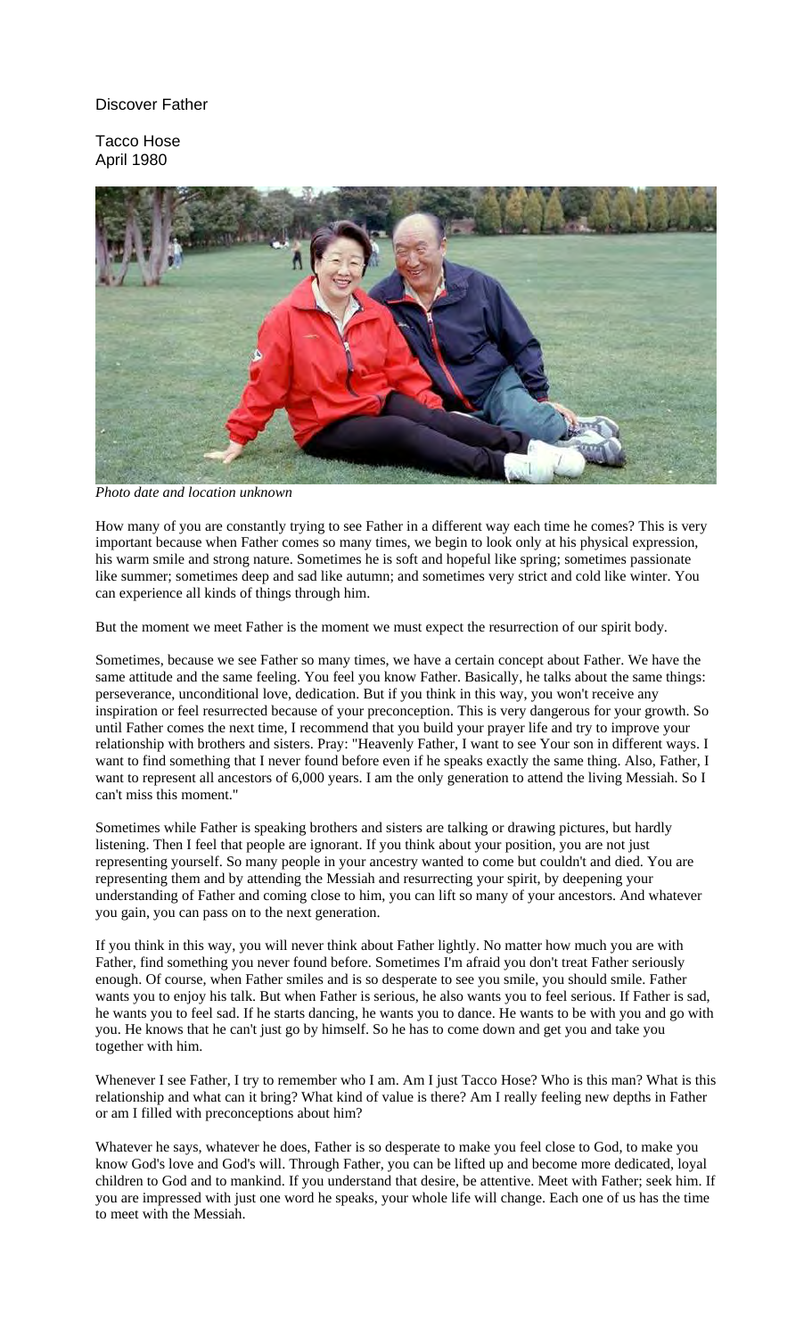Discover Father

Tacco Hose
April 1980

*Photo date and location unknown*

How many of you are constantly trying to see Father in a different way each time he comes? This is very important because when Father comes so many times, we begin to look only at his physical expression, his warm smile and strong nature. Sometimes he is soft and hopeful like spring; sometimes passionate like summer; sometimes deep and sad like autumn; and sometimes very strict and cold like winter. You can experience all kinds of things through him.

But the moment we meet Father is the moment we must expect the resurrection of our spirit body.

Sometimes, because we see Father so many times, we have a certain concept about Father. We have the same attitude and the same feeling. You feel you know Father. Basically, he talks about the same things: perseverance, unconditional love, dedication. But if you think in this way, you won't receive any inspiration or feel resurrected because of your preconception. This is very dangerous for your growth. So until Father comes the next time, I recommend that you build your prayer life and try to improve your relationship with brothers and sisters. Pray: "Heavenly Father, I want to see Your son in different ways. I want to find something that I never found before even if he speaks exactly the same thing. Also, Father, I want to represent all ancestors of 6,000 years. I am the only generation to attend the living Messiah. So I can't miss this moment."

Sometimes while Father is speaking brothers and sisters are talking or drawing pictures, but hardly listening. Then I feel that people are ignorant. If you think about your position, you are not just representing yourself. So many people in your ancestry wanted to come but couldn't and died. You are representing them and by attending the Messiah and resurrecting your spirit, by deepening your understanding of Father and coming close to him, you can lift so many of your ancestors. And whatever you gain, you can pass on to the next generation.

If you think in this way, you will never think about Father lightly. No matter how much you are with Father, find something you never found before. Sometimes I'm afraid you don't treat Father seriously enough. Of course, when Father smiles and is so desperate to see you smile, you should smile. Father wants you to enjoy his talk. But when Father is serious, he also wants you to feel serious. If Father is sad, he wants you to feel sad. If he starts dancing, he wants you to dance. He wants to be with you and go with you. He knows that he can't just go by himself. So he has to come down and get you and take you together with him.

Whenever I see Father, I try to remember who I am. Am I just Tacco Hose? Who is this man? What is this relationship and what can it bring? What kind of value is there? Am I really feeling new depths in Father or am I filled with preconceptions about him?

Whatever he says, whatever he does, Father is so desperate to make you feel close to God, to make you know God's love and God's will. Through Father, you can be lifted up and become more dedicated, loyal children to God and to mankind. If you understand that desire, be attentive. Meet with Father; seek him. If you are impressed with just one word he speaks, your whole life will change. Each one of us has the time to meet with the Messiah.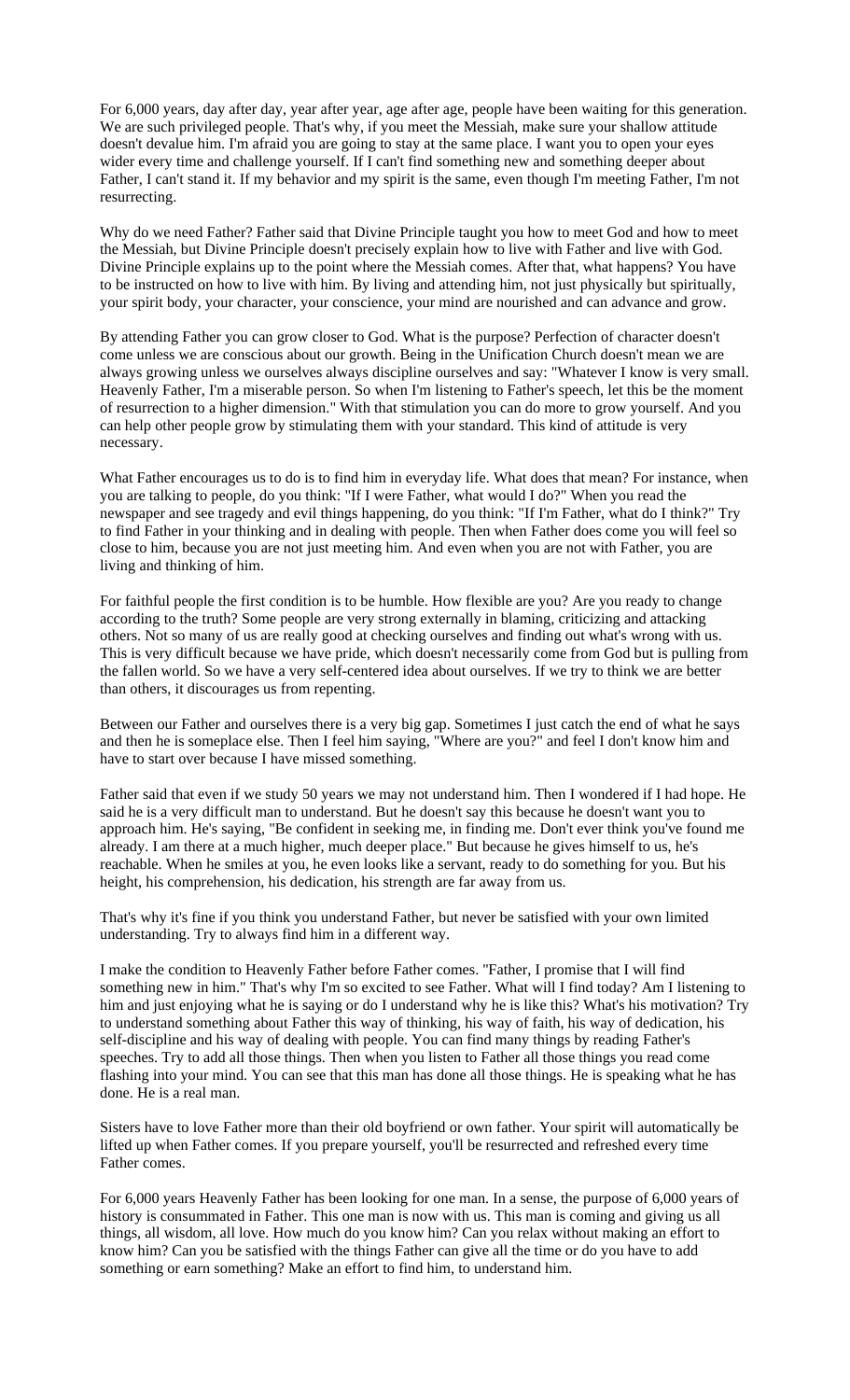For 6,000 years, day after day, year after year, age after age, people have been waiting for this generation. We are such privileged people. That's why, if you meet the Messiah, make sure your shallow attitude doesn't devalue him. I'm afraid you are going to stay at the same place. I want you to open your eyes wider every time and challenge yourself. If I can't find something new and something deeper about Father, I can't stand it. If my behavior and my spirit is the same, even though I'm meeting Father, I'm not resurrecting.

Why do we need Father? Father said that Divine Principle taught you how to meet God and how to meet the Messiah, but Divine Principle doesn't precisely explain how to live with Father and live with God. Divine Principle explains up to the point where the Messiah comes. After that, what happens? You have to be instructed on how to live with him. By living and attending him, not just physically but spiritually, your spirit body, your character, your conscience, your mind are nourished and can advance and grow.

By attending Father you can grow closer to God. What is the purpose? Perfection of character doesn't come unless we are conscious about our growth. Being in the Unification Church doesn't mean we are always growing unless we ourselves always discipline ourselves and say: "Whatever I know is very small. Heavenly Father, I'm a miserable person. So when I'm listening to Father's speech, let this be the moment of resurrection to a higher dimension." With that stimulation you can do more to grow yourself. And you can help other people grow by stimulating them with your standard. This kind of attitude is very necessary.

What Father encourages us to do is to find him in everyday life. What does that mean? For instance, when you are talking to people, do you think: "If I were Father, what would I do?" When you read the newspaper and see tragedy and evil things happening, do you think: "If I'm Father, what do I think?" Try to find Father in your thinking and in dealing with people. Then when Father does come you will feel so close to him, because you are not just meeting him. And even when you are not with Father, you are living and thinking of him.

For faithful people the first condition is to be humble. How flexible are you? Are you ready to change according to the truth? Some people are very strong externally in blaming, criticizing and attacking others. Not so many of us are really good at checking ourselves and finding out what's wrong with us. This is very difficult because we have pride, which doesn't necessarily come from God but is pulling from the fallen world. So we have a very self-centered idea about ourselves. If we try to think we are better than others, it discourages us from repenting.

Between our Father and ourselves there is a very big gap. Sometimes I just catch the end of what he says and then he is someplace else. Then I feel him saying, "Where are you?" and feel I don't know him and have to start over because I have missed something.

Father said that even if we study 50 years we may not understand him. Then I wondered if I had hope. He said he is a very difficult man to understand. But he doesn't say this because he doesn't want you to approach him. He's saying, "Be confident in seeking me, in finding me. Don't ever think you've found me already. I am there at a much higher, much deeper place." But because he gives himself to us, he's reachable. When he smiles at you, he even looks like a servant, ready to do something for you. But his height, his comprehension, his dedication, his strength are far away from us.

That's why it's fine if you think you understand Father, but never be satisfied with your own limited understanding. Try to always find him in a different way.

I make the condition to Heavenly Father before Father comes. "Father, I promise that I will find something new in him." That's why I'm so excited to see Father. What will I find today? Am I listening to him and just enjoying what he is saying or do I understand why he is like this? What's his motivation? Try to understand something about Father this way of thinking, his way of faith, his way of dedication, his self-discipline and his way of dealing with people. You can find many things by reading Father's speeches. Try to add all those things. Then when you listen to Father all those things you read come flashing into your mind. You can see that this man has done all those things. He is speaking what he has done. He is a real man.

Sisters have to love Father more than their old boyfriend or own father. Your spirit will automatically be lifted up when Father comes. If you prepare yourself, you'll be resurrected and refreshed every time Father comes.

For 6,000 years Heavenly Father has been looking for one man. In a sense, the purpose of 6,000 years of history is consummated in Father. This one man is now with us. This man is coming and giving us all things, all wisdom, all love. How much do you know him? Can you relax without making an effort to know him? Can you be satisfied with the things Father can give all the time or do you have to add something or earn something? Make an effort to find him, to understand him.